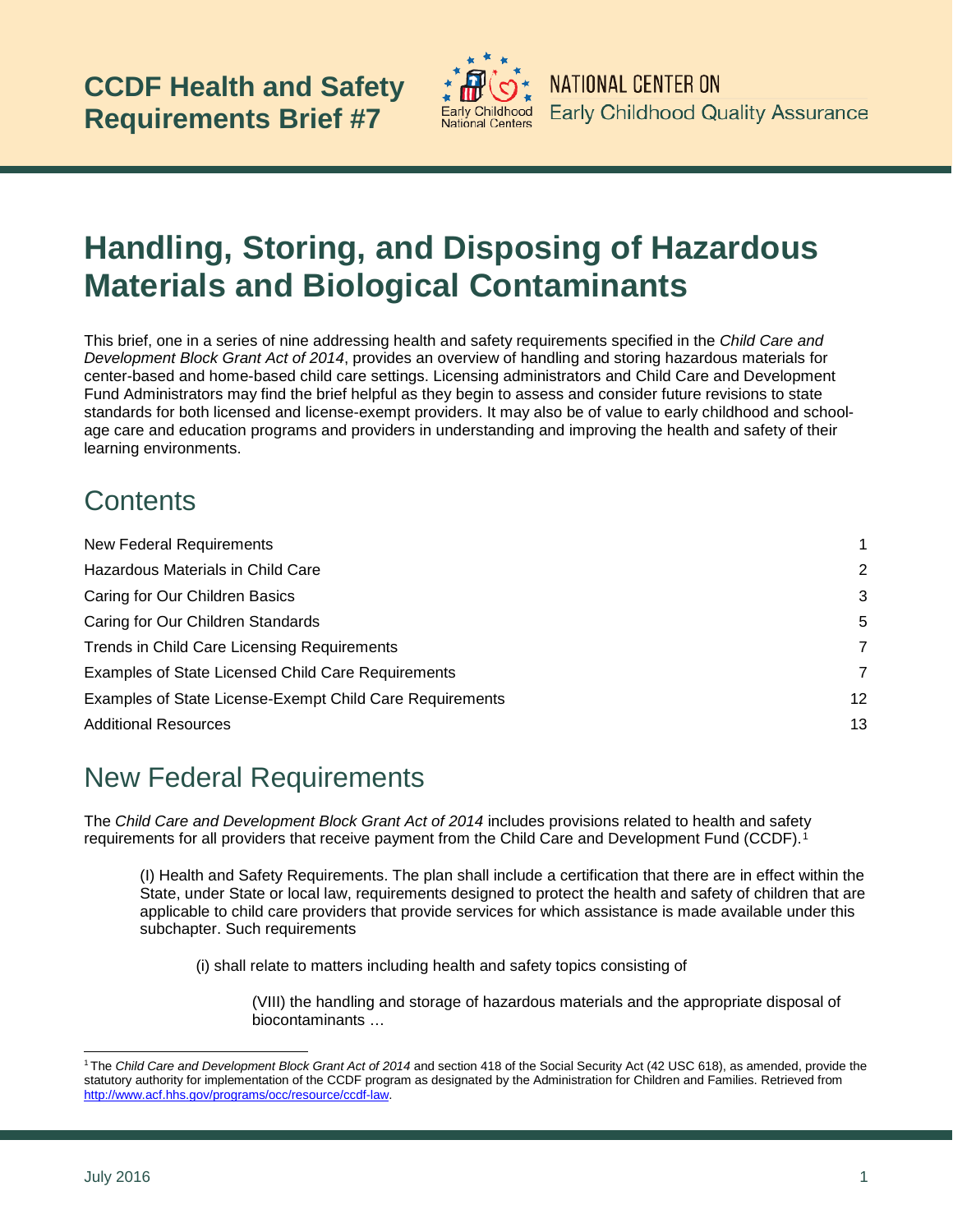CCDF Health and Safety Requirements Brief #7

NATIONAL CENTER ON Early Childhood Quality Assurance

# Handling, Storing, and Disposing of Hazardous Materials and Biological Contaminants

This brief, one in a series of nine addressing health and safety requirements specified in the *Child Care and Development Block Grant Act of 2014*, provides an overview of handling and storing hazardous materials for center-based and home-based child care settings. Licensing administrators and Child Care and Development Fund Administrators may find the brief helpful as they begin to assess and consider future revisions to state standards for both licensed and license-exempt providers. It may also be of value to early childhood and school-age care and education programs and providers in understanding and improving the health and safety of their learning environments.

## Contents

| | |
|---|---|
| New Federal Requirements | 1 |
| Hazardous Materials in Child Care | 2 |
| Caring for Our Children Basics | 3 |
| Caring for Our Children Standards | 5 |
| Trends in Child Care Licensing Requirements | 7 |
| Examples of State Licensed Child Care Requirements | 7 |
| Examples of State License-Exempt Child Care Requirements | 12 |
| Additional Resources | 13 |

## New Federal Requirements

The *Child Care and Development Block Grant Act of 2014* includes provisions related to health and safety requirements for all providers that receive payment from the Child Care and Development Fund (CCDF).[1]

> (I) Health and Safety Requirements. The plan shall include a certification that there are in effect within the State, under State or local law, requirements designed to protect the health and safety of children that are applicable to child care providers that provide services for which assistance is made available under this subchapter. Such requirements
>
> > (i) shall relate to matters including health and safety topics consisting of
> >
> > > (VIII) the handling and storage of hazardous materials and the appropriate disposal of biocontaminants …

[1] The *Child Care and Development Block Grant Act of 2014* and section 418 of the Social Security Act (42 USC 618), as amended, provide the statutory authority for implementation of the CCDF program as designated by the Administration for Children and Families. Retrieved from http://www.acf.hhs.gov/programs/occ/resource/ccdf-law.

July 2016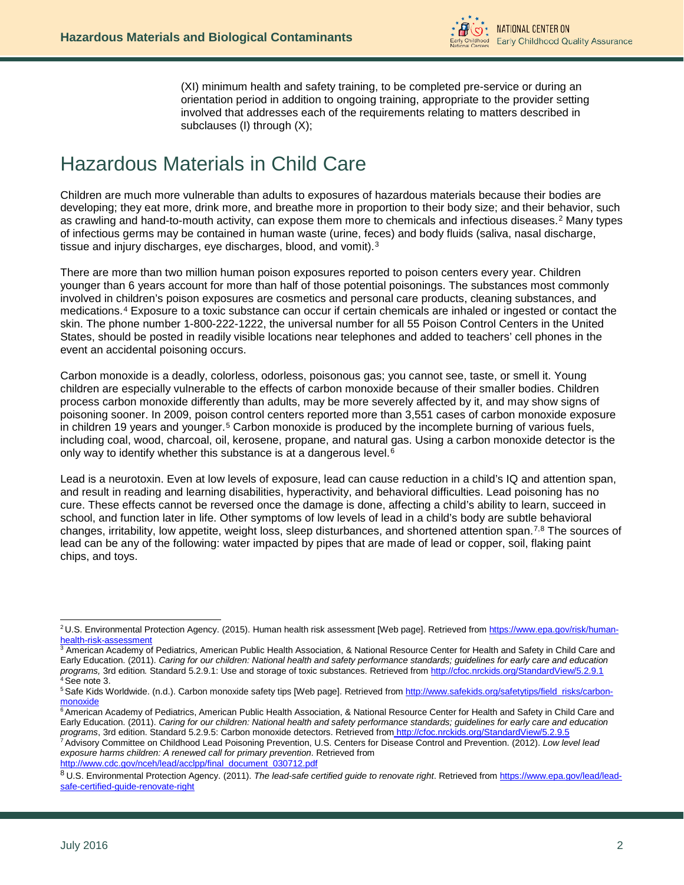(XI) minimum health and safety training, to be completed pre-service or during an orientation period in addition to ongoing training, appropriate to the provider setting involved that addresses each of the requirements relating to matters described in subclauses (I) through (X);

# Hazardous Materials in Child Care

Children are much more vulnerable than adults to exposures of hazardous materials because their bodies are developing; they eat more, drink more, and breathe more in proportion to their body size; and their behavior, such as crawling and hand-to-mouth activity, can expose them more to chemicals and infectious diseases.[2] Many types of infectious germs may be contained in human waste (urine, feces) and body fluids (saliva, nasal discharge, tissue and injury discharges, eye discharges, blood, and vomit).[3]

There are more than two million human poison exposures reported to poison centers every year. Children younger than 6 years account for more than half of those potential poisonings. The substances most commonly involved in children's poison exposures are cosmetics and personal care products, cleaning substances, and medications.[4] Exposure to a toxic substance can occur if certain chemicals are inhaled or ingested or contact the skin. The phone number 1-800-222-1222, the universal number for all 55 Poison Control Centers in the United States, should be posted in readily visible locations near telephones and added to teachers' cell phones in the event an accidental poisoning occurs.

Carbon monoxide is a deadly, colorless, odorless, poisonous gas; you cannot see, taste, or smell it. Young children are especially vulnerable to the effects of carbon monoxide because of their smaller bodies. Children process carbon monoxide differently than adults, may be more severely affected by it, and may show signs of poisoning sooner. In 2009, poison control centers reported more than 3,551 cases of carbon monoxide exposure in children 19 years and younger.[5] Carbon monoxide is produced by the incomplete burning of various fuels, including coal, wood, charcoal, oil, kerosene, propane, and natural gas. Using a carbon monoxide detector is the only way to identify whether this substance is at a dangerous level.[6]

Lead is a neurotoxin. Even at low levels of exposure, lead can cause reduction in a child's IQ and attention span, and result in reading and learning disabilities, hyperactivity, and behavioral difficulties. Lead poisoning has no cure. These effects cannot be reversed once the damage is done, affecting a child's ability to learn, succeed in school, and function later in life. Other symptoms of low levels of lead in a child's body are subtle behavioral changes, irritability, low appetite, weight loss, sleep disturbances, and shortened attention span.[7,8] The sources of lead can be any of the following: water impacted by pipes that are made of lead or copper, soil, flaking paint chips, and toys.

---

[2] U.S. Environmental Protection Agency. (2015). Human health risk assessment [Web page]. Retrieved from https://www.epa.gov/risk/human-health-risk-assessment

[3] American Academy of Pediatrics, American Public Health Association, & National Resource Center for Health and Safety in Child Care and Early Education. (2011). *Caring for our children: National health and safety performance standards; guidelines for early care and education programs,* 3rd edition*.* Standard 5.2.9.1: Use and storage of toxic substances. Retrieved from http://cfoc.nrckids.org/StandardView/5.2.9.1

[4] See note 3.

[5] Safe Kids Worldwide. (n.d.). Carbon monoxide safety tips [Web page]. Retrieved from http://www.safekids.org/safetytips/field_risks/carbon-monoxide

[6] American Academy of Pediatrics, American Public Health Association, & National Resource Center for Health and Safety in Child Care and Early Education. (2011). *Caring for our children: National health and safety performance standards; guidelines for early care and education programs*, 3rd edition. Standard 5.2.9.5: Carbon monoxide detectors. Retrieved from http://cfoc.nrckids.org/StandardView/5.2.9.5

[7] Advisory Committee on Childhood Lead Poisoning Prevention, U.S. Centers for Disease Control and Prevention. (2012). *Low level lead exposure harms children: A renewed call for primary prevention*. Retrieved from http://www.cdc.gov/nceh/lead/acclpp/final_document_030712.pdf

[8] U.S. Environmental Protection Agency. (2011). *The lead-safe certified guide to renovate right*. Retrieved from https://www.epa.gov/lead/lead-safe-certified-guide-renovate-right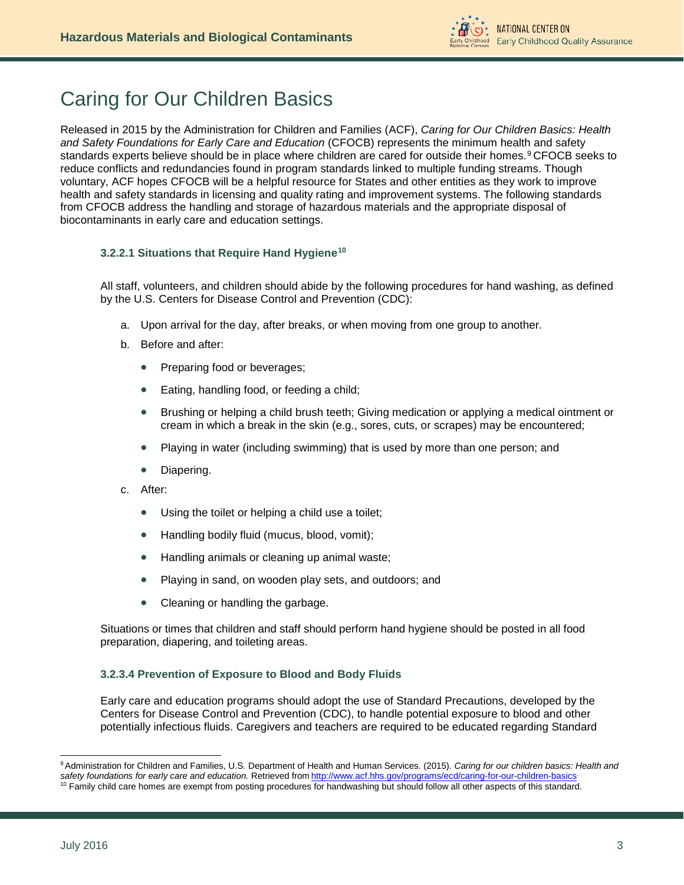# Caring for Our Children Basics

Released in 2015 by the Administration for Children and Families (ACF), *Caring for Our Children Basics: Health and Safety Foundations for Early Care and Education* (CFOCB) represents the minimum health and safety standards experts believe should be in place where children are cared for outside their homes.[9] CFOCB seeks to reduce conflicts and redundancies found in program standards linked to multiple funding streams. Though voluntary, ACF hopes CFOCB will be a helpful resource for States and other entities as they work to improve health and safety standards in licensing and quality rating and improvement systems. The following standards from CFOCB address the handling and storage of hazardous materials and the appropriate disposal of biocontaminants in early care and education settings.

### 3.2.2.1 Situations that Require Hand Hygiene[10]

All staff, volunteers, and children should abide by the following procedures for hand washing, as defined by the U.S. Centers for Disease Control and Prevention (CDC):

a. Upon arrival for the day, after breaks, or when moving from one group to another.
b. Before and after:
   - Preparing food or beverages;
   - Eating, handling food, or feeding a child;
   - Brushing or helping a child brush teeth; Giving medication or applying a medical ointment or cream in which a break in the skin (e.g., sores, cuts, or scrapes) may be encountered;
   - Playing in water (including swimming) that is used by more than one person; and
   - Diapering.
c. After:
   - Using the toilet or helping a child use a toilet;
   - Handling bodily fluid (mucus, blood, vomit);
   - Handling animals or cleaning up animal waste;
   - Playing in sand, on wooden play sets, and outdoors; and
   - Cleaning or handling the garbage.

Situations or times that children and staff should perform hand hygiene should be posted in all food preparation, diapering, and toileting areas.

### 3.2.3.4 Prevention of Exposure to Blood and Body Fluids

Early care and education programs should adopt the use of Standard Precautions, developed by the Centers for Disease Control and Prevention (CDC), to handle potential exposure to blood and other potentially infectious fluids. Caregivers and teachers are required to be educated regarding Standard

---

[9] Administration for Children and Families, U.S. Department of Health and Human Services. (2015). *Caring for our children basics: Health and safety foundations for early care and education.* Retrieved from http://www.acf.hhs.gov/programs/ecd/caring-for-our-children-basics.

[10] Family child care homes are exempt from posting procedures for handwashing but should follow all other aspects of this standard.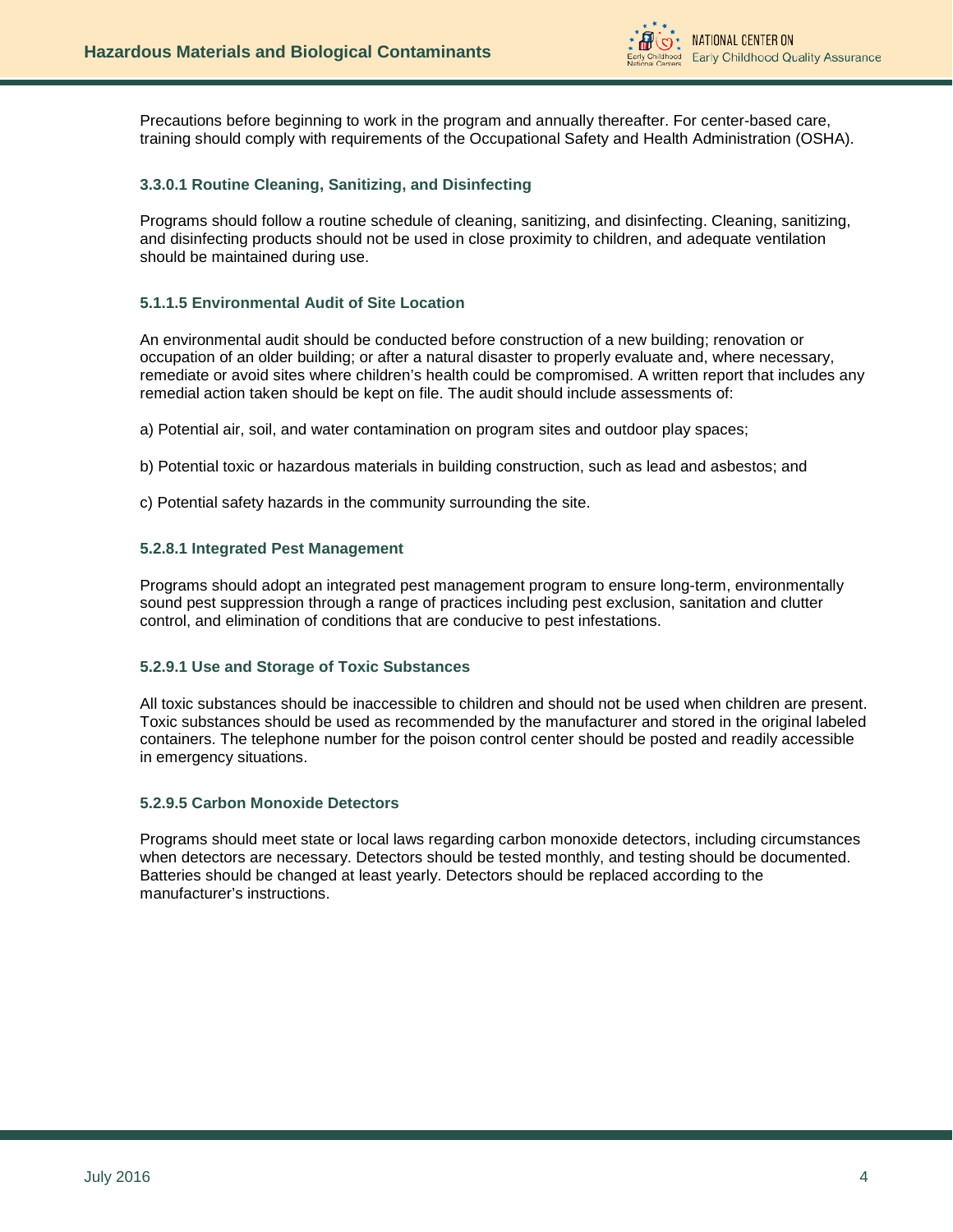Precautions before beginning to work in the program and annually thereafter. For center-based care, training should comply with requirements of the Occupational Safety and Health Administration (OSHA).

### 3.3.0.1 Routine Cleaning, Sanitizing, and Disinfecting

Programs should follow a routine schedule of cleaning, sanitizing, and disinfecting. Cleaning, sanitizing, and disinfecting products should not be used in close proximity to children, and adequate ventilation should be maintained during use.

### 5.1.1.5 Environmental Audit of Site Location

An environmental audit should be conducted before construction of a new building; renovation or occupation of an older building; or after a natural disaster to properly evaluate and, where necessary, remediate or avoid sites where children's health could be compromised. A written report that includes any remedial action taken should be kept on file. The audit should include assessments of:

a) Potential air, soil, and water contamination on program sites and outdoor play spaces;

b) Potential toxic or hazardous materials in building construction, such as lead and asbestos; and

c) Potential safety hazards in the community surrounding the site.

### 5.2.8.1 Integrated Pest Management

Programs should adopt an integrated pest management program to ensure long-term, environmentally sound pest suppression through a range of practices including pest exclusion, sanitation and clutter control, and elimination of conditions that are conducive to pest infestations.

### 5.2.9.1 Use and Storage of Toxic Substances

All toxic substances should be inaccessible to children and should not be used when children are present. Toxic substances should be used as recommended by the manufacturer and stored in the original labeled containers. The telephone number for the poison control center should be posted and readily accessible in emergency situations.

### 5.2.9.5 Carbon Monoxide Detectors

Programs should meet state or local laws regarding carbon monoxide detectors, including circumstances when detectors are necessary. Detectors should be tested monthly, and testing should be documented. Batteries should be changed at least yearly. Detectors should be replaced according to the manufacturer's instructions.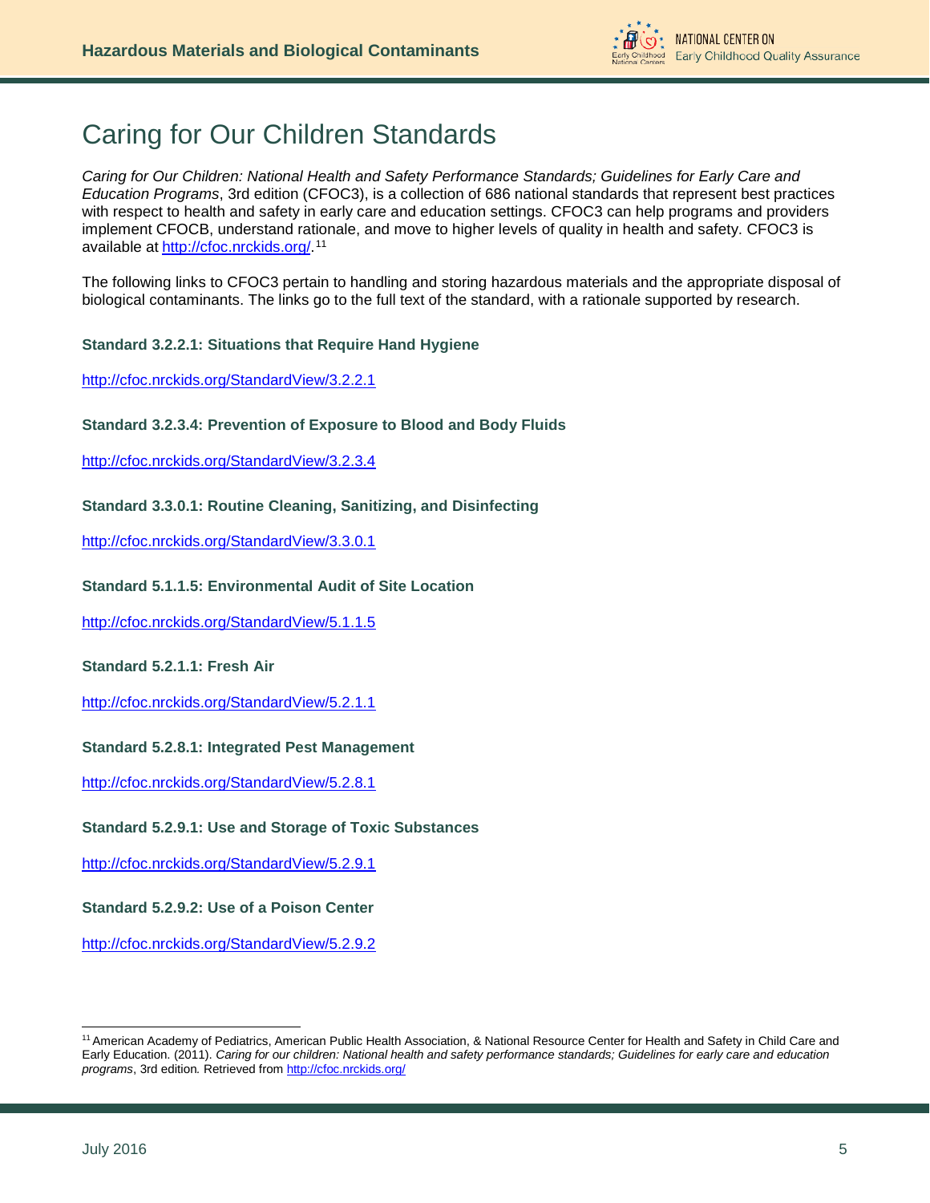# Caring for Our Children Standards

*Caring for Our Children: National Health and Safety Performance Standards; Guidelines for Early Care and Education Programs*, 3rd edition (CFOC3), is a collection of 686 national standards that represent best practices with respect to health and safety in early care and education settings. CFOC3 can help programs and providers implement CFOCB, understand rationale, and move to higher levels of quality in health and safety. CFOC3 is available at http://cfoc.nrckids.org/.[11]

The following links to CFOC3 pertain to handling and storing hazardous materials and the appropriate disposal of biological contaminants. The links go to the full text of the standard, with a rationale supported by research.

**Standard 3.2.2.1: Situations that Require Hand Hygiene**

http://cfoc.nrckids.org/StandardView/3.2.2.1

**Standard 3.2.3.4: Prevention of Exposure to Blood and Body Fluids**

http://cfoc.nrckids.org/StandardView/3.2.3.4

**Standard 3.3.0.1: Routine Cleaning, Sanitizing, and Disinfecting**

http://cfoc.nrckids.org/StandardView/3.3.0.1

**Standard 5.1.1.5: Environmental Audit of Site Location**

http://cfoc.nrckids.org/StandardView/5.1.1.5

**Standard 5.2.1.1: Fresh Air**

http://cfoc.nrckids.org/StandardView/5.2.1.1

**Standard 5.2.8.1: Integrated Pest Management**

http://cfoc.nrckids.org/StandardView/5.2.8.1

**Standard 5.2.9.1: Use and Storage of Toxic Substances**

http://cfoc.nrckids.org/StandardView/5.2.9.1

**Standard 5.2.9.2: Use of a Poison Center**

http://cfoc.nrckids.org/StandardView/5.2.9.2

---

[11] American Academy of Pediatrics, American Public Health Association, & National Resource Center for Health and Safety in Child Care and Early Education. (2011). *Caring for our children: National health and safety performance standards; Guidelines for early care and education programs*, 3rd edition. Retrieved from http://cfoc.nrckids.org/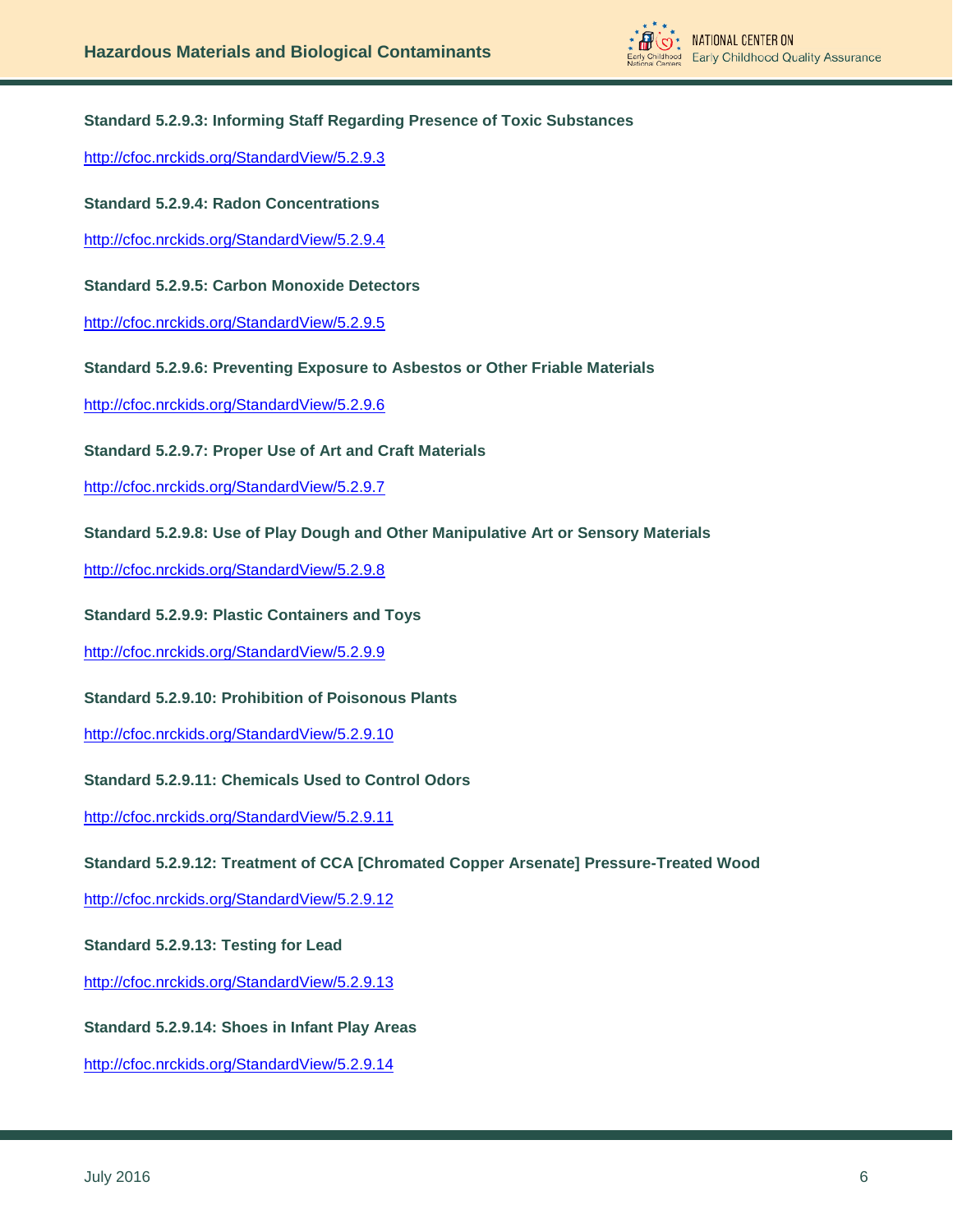**Standard 5.2.9.3: Informing Staff Regarding Presence of Toxic Substances**

http://cfoc.nrckids.org/StandardView/5.2.9.3

**Standard 5.2.9.4: Radon Concentrations**

http://cfoc.nrckids.org/StandardView/5.2.9.4

**Standard 5.2.9.5: Carbon Monoxide Detectors**

http://cfoc.nrckids.org/StandardView/5.2.9.5

**Standard 5.2.9.6: Preventing Exposure to Asbestos or Other Friable Materials**

http://cfoc.nrckids.org/StandardView/5.2.9.6

**Standard 5.2.9.7: Proper Use of Art and Craft Materials**

http://cfoc.nrckids.org/StandardView/5.2.9.7

**Standard 5.2.9.8: Use of Play Dough and Other Manipulative Art or Sensory Materials**

http://cfoc.nrckids.org/StandardView/5.2.9.8

**Standard 5.2.9.9: Plastic Containers and Toys**

http://cfoc.nrckids.org/StandardView/5.2.9.9

**Standard 5.2.9.10: Prohibition of Poisonous Plants**

http://cfoc.nrckids.org/StandardView/5.2.9.10

**Standard 5.2.9.11: Chemicals Used to Control Odors**

http://cfoc.nrckids.org/StandardView/5.2.9.11

**Standard 5.2.9.12: Treatment of CCA [Chromated Copper Arsenate] Pressure-Treated Wood**

http://cfoc.nrckids.org/StandardView/5.2.9.12

**Standard 5.2.9.13: Testing for Lead**

http://cfoc.nrckids.org/StandardView/5.2.9.13

**Standard 5.2.9.14: Shoes in Infant Play Areas**

http://cfoc.nrckids.org/StandardView/5.2.9.14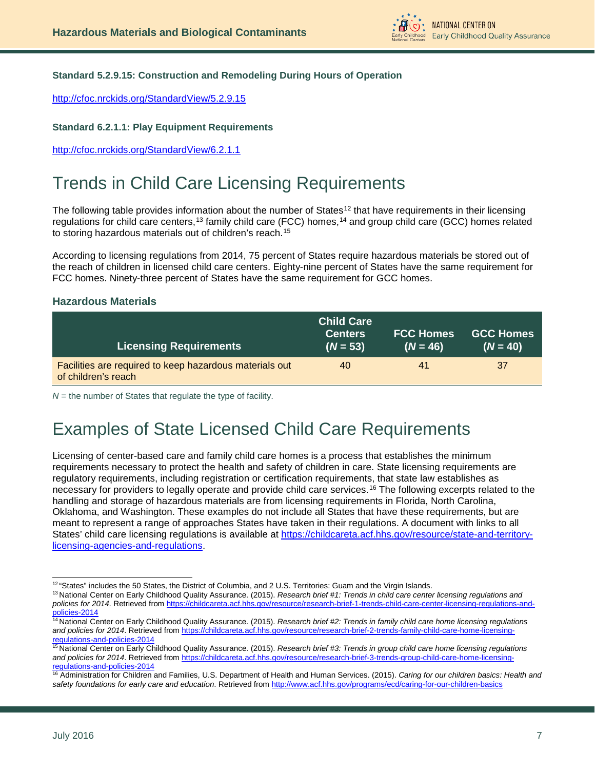**Standard 5.2.9.15: Construction and Remodeling During Hours of Operation**

http://cfoc.nrckids.org/StandardView/5.2.9.15

**Standard 6.2.1.1: Play Equipment Requirements**

http://cfoc.nrckids.org/StandardView/6.2.1.1

# Trends in Child Care Licensing Requirements

The following table provides information about the number of States[12] that have requirements in their licensing regulations for child care centers,[13] family child care (FCC) homes,[14] and group child care (GCC) homes related to storing hazardous materials out of children's reach.[15]

According to licensing regulations from 2014, 75 percent of States require hazardous materials be stored out of the reach of children in licensed child care centers. Eighty-nine percent of States have the same requirement for FCC homes. Ninety-three percent of States have the same requirement for GCC homes.

### Hazardous Materials

| Licensing Requirements | Child Care Centers (*N* = 53) | FCC Homes (*N* = 46) | GCC Homes (*N* = 40) |
|---|---|---|---|
| Facilities are required to keep hazardous materials out of children's reach | 40 | 41 | 37 |

*N* = the number of States that regulate the type of facility.

# Examples of State Licensed Child Care Requirements

Licensing of center-based care and family child care homes is a process that establishes the minimum requirements necessary to protect the health and safety of children in care. State licensing requirements are regulatory requirements, including registration or certification requirements, that state law establishes as necessary for providers to legally operate and provide child care services.[16] The following excerpts related to the handling and storage of hazardous materials are from licensing requirements in Florida, North Carolina, Oklahoma, and Washington. These examples do not include all States that have these requirements, but are meant to represent a range of approaches States have taken in their regulations. A document with links to all States' child care licensing regulations is available at https://childcareta.acf.hhs.gov/resource/state-and-territory-licensing-agencies-and-regulations.

---

[12] "States" includes the 50 States, the District of Columbia, and 2 U.S. Territories: Guam and the Virgin Islands.

[13] National Center on Early Childhood Quality Assurance. (2015). *Research brief #1: Trends in child care center licensing regulations and policies for 2014*. Retrieved from https://childcareta.acf.hhs.gov/resource/research-brief-1-trends-child-care-center-licensing-regulations-and-policies-2014

[14] National Center on Early Childhood Quality Assurance. (2015). *Research brief #2: Trends in family child care home licensing regulations and policies for 2014*. Retrieved from https://childcareta.acf.hhs.gov/resource/research-brief-2-trends-family-child-care-home-licensing-regulations-and-policies-2014

[15] National Center on Early Childhood Quality Assurance. (2015). *Research brief #3: Trends in group child care home licensing regulations and policies for 2014*. Retrieved from https://childcareta.acf.hhs.gov/resource/research-brief-3-trends-group-child-care-home-licensing-regulations-and-policies-2014

[16] Administration for Children and Families, U.S. Department of Health and Human Services. (2015). *Caring for our children basics: Health and safety foundations for early care and education*. Retrieved from http://www.acf.hhs.gov/programs/ecd/caring-for-our-children-basics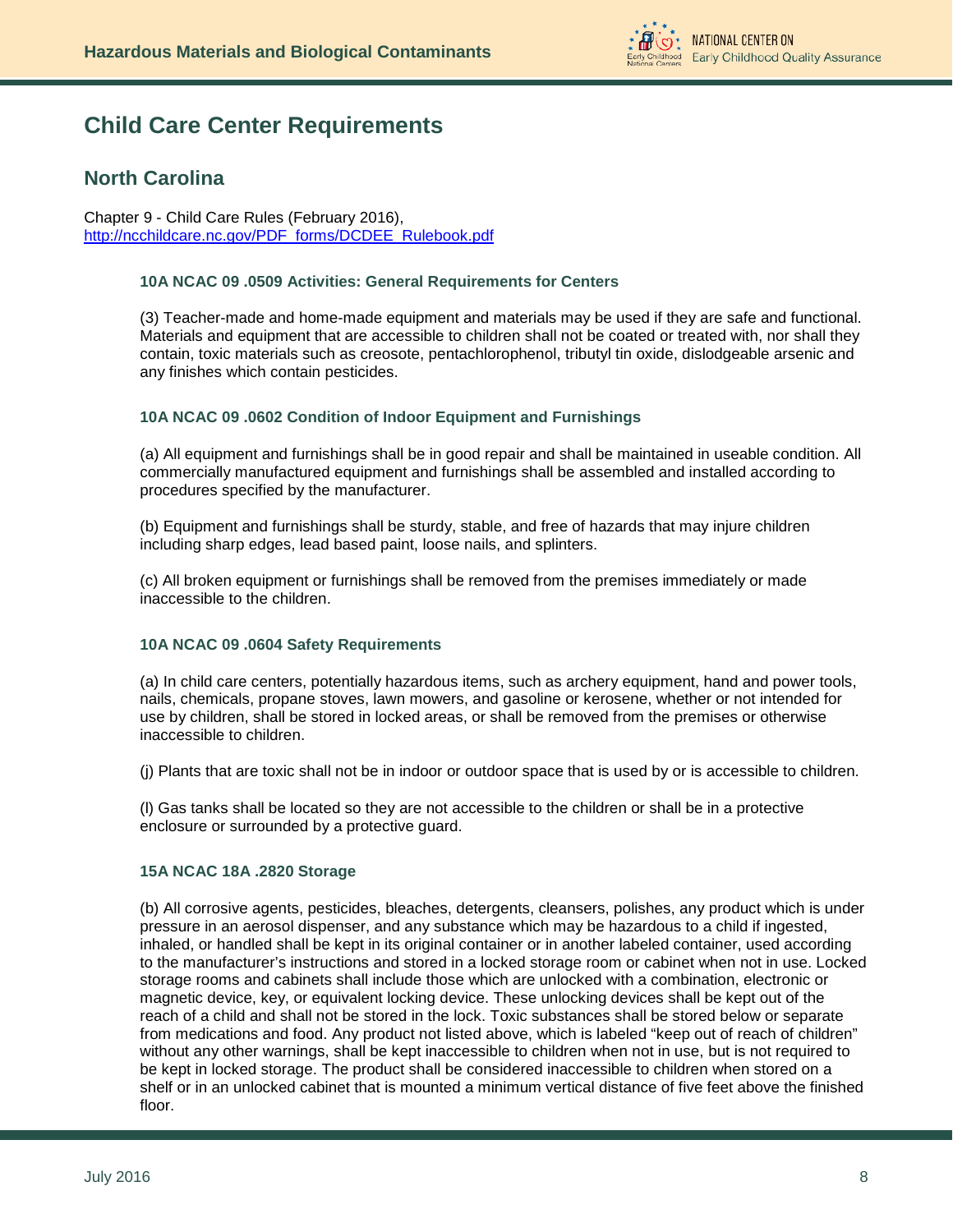## Child Care Center Requirements

### North Carolina

Chapter 9 - Child Care Rules (February 2016), [http://ncchildcare.nc.gov/PDF_forms/DCDEE_Rulebook.pdf](http://ncchildcare.nc.gov/PDF_forms/DCDEE_Rulebook.pdf)

#### 10A NCAC 09 .0509 Activities: General Requirements for Centers

(3) Teacher-made and home-made equipment and materials may be used if they are safe and functional. Materials and equipment that are accessible to children shall not be coated or treated with, nor shall they contain, toxic materials such as creosote, pentachlorophenol, tributyl tin oxide, dislodgeable arsenic and any finishes which contain pesticides.

#### 10A NCAC 09 .0602 Condition of Indoor Equipment and Furnishings

(a) All equipment and furnishings shall be in good repair and shall be maintained in useable condition. All commercially manufactured equipment and furnishings shall be assembled and installed according to procedures specified by the manufacturer.

(b) Equipment and furnishings shall be sturdy, stable, and free of hazards that may injure children including sharp edges, lead based paint, loose nails, and splinters.

(c) All broken equipment or furnishings shall be removed from the premises immediately or made inaccessible to the children.

#### 10A NCAC 09 .0604 Safety Requirements

(a) In child care centers, potentially hazardous items, such as archery equipment, hand and power tools, nails, chemicals, propane stoves, lawn mowers, and gasoline or kerosene, whether or not intended for use by children, shall be stored in locked areas, or shall be removed from the premises or otherwise inaccessible to children.

(j) Plants that are toxic shall not be in indoor or outdoor space that is used by or is accessible to children.

(l) Gas tanks shall be located so they are not accessible to the children or shall be in a protective enclosure or surrounded by a protective guard.

#### 15A NCAC 18A .2820 Storage

(b) All corrosive agents, pesticides, bleaches, detergents, cleansers, polishes, any product which is under pressure in an aerosol dispenser, and any substance which may be hazardous to a child if ingested, inhaled, or handled shall be kept in its original container or in another labeled container, used according to the manufacturer's instructions and stored in a locked storage room or cabinet when not in use. Locked storage rooms and cabinets shall include those which are unlocked with a combination, electronic or magnetic device, key, or equivalent locking device. These unlocking devices shall be kept out of the reach of a child and shall not be stored in the lock. Toxic substances shall be stored below or separate from medications and food. Any product not listed above, which is labeled "keep out of reach of children" without any other warnings, shall be kept inaccessible to children when not in use, but is not required to be kept in locked storage. The product shall be considered inaccessible to children when stored on a shelf or in an unlocked cabinet that is mounted a minimum vertical distance of five feet above the finished floor.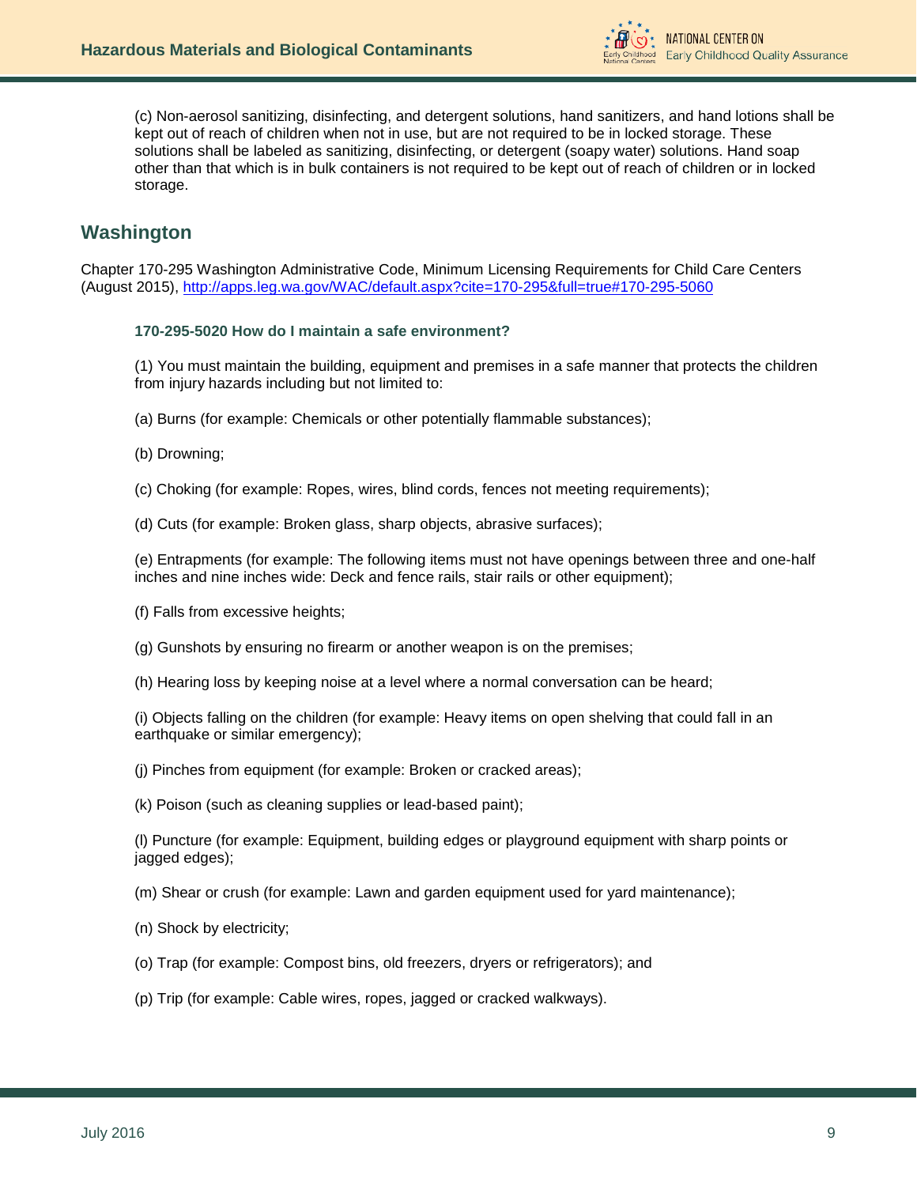(c) Non-aerosol sanitizing, disinfecting, and detergent solutions, hand sanitizers, and hand lotions shall be kept out of reach of children when not in use, but are not required to be in locked storage. These solutions shall be labeled as sanitizing, disinfecting, or detergent (soapy water) solutions. Hand soap other than that which is in bulk containers is not required to be kept out of reach of children or in locked storage.

## Washington

Chapter 170-295 Washington Administrative Code, Minimum Licensing Requirements for Child Care Centers (August 2015), http://apps.leg.wa.gov/WAC/default.aspx?cite=170-295&full=true#170-295-5060

#### 170-295-5020 How do I maintain a safe environment?

(1) You must maintain the building, equipment and premises in a safe manner that protects the children from injury hazards including but not limited to:

(a) Burns (for example: Chemicals or other potentially flammable substances);

(b) Drowning;

(c) Choking (for example: Ropes, wires, blind cords, fences not meeting requirements);

(d) Cuts (for example: Broken glass, sharp objects, abrasive surfaces);

(e) Entrapments (for example: The following items must not have openings between three and one-half inches and nine inches wide: Deck and fence rails, stair rails or other equipment);

(f) Falls from excessive heights;

(g) Gunshots by ensuring no firearm or another weapon is on the premises;

(h) Hearing loss by keeping noise at a level where a normal conversation can be heard;

(i) Objects falling on the children (for example: Heavy items on open shelving that could fall in an earthquake or similar emergency);

(j) Pinches from equipment (for example: Broken or cracked areas);

(k) Poison (such as cleaning supplies or lead-based paint);

(l) Puncture (for example: Equipment, building edges or playground equipment with sharp points or jagged edges);

(m) Shear or crush (for example: Lawn and garden equipment used for yard maintenance);

(n) Shock by electricity;

(o) Trap (for example: Compost bins, old freezers, dryers or refrigerators); and

(p) Trip (for example: Cable wires, ropes, jagged or cracked walkways).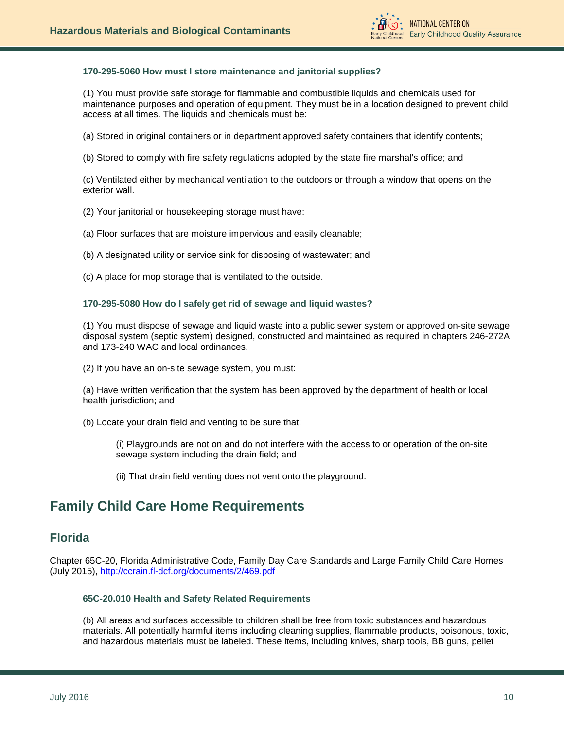#### 170-295-5060 How must I store maintenance and janitorial supplies?

(1) You must provide safe storage for flammable and combustible liquids and chemicals used for maintenance purposes and operation of equipment. They must be in a location designed to prevent child access at all times. The liquids and chemicals must be:

(a) Stored in original containers or in department approved safety containers that identify contents;

(b) Stored to comply with fire safety regulations adopted by the state fire marshal's office; and

(c) Ventilated either by mechanical ventilation to the outdoors or through a window that opens on the exterior wall.

(2) Your janitorial or housekeeping storage must have:

(a) Floor surfaces that are moisture impervious and easily cleanable;

(b) A designated utility or service sink for disposing of wastewater; and

(c) A place for mop storage that is ventilated to the outside.

#### 170-295-5080 How do I safely get rid of sewage and liquid wastes?

(1) You must dispose of sewage and liquid waste into a public sewer system or approved on-site sewage disposal system (septic system) designed, constructed and maintained as required in chapters 246-272A and 173-240 WAC and local ordinances.

(2) If you have an on-site sewage system, you must:

(a) Have written verification that the system has been approved by the department of health or local health jurisdiction; and

(b) Locate your drain field and venting to be sure that:

> (i) Playgrounds are not on and do not interfere with the access to or operation of the on-site sewage system including the drain field; and
>
> (ii) That drain field venting does not vent onto the playground.

# Family Child Care Home Requirements

## Florida

Chapter 65C-20, Florida Administrative Code, Family Day Care Standards and Large Family Child Care Homes (July 2015), [http://ccrain.fl-dcf.org/documents/2/469.pdf](http://ccrain.fl-dcf.org/documents/2/469.pdf)

#### 65C-20.010 Health and Safety Related Requirements

(b) All areas and surfaces accessible to children shall be free from toxic substances and hazardous materials. All potentially harmful items including cleaning supplies, flammable products, poisonous, toxic, and hazardous materials must be labeled. These items, including knives, sharp tools, BB guns, pellet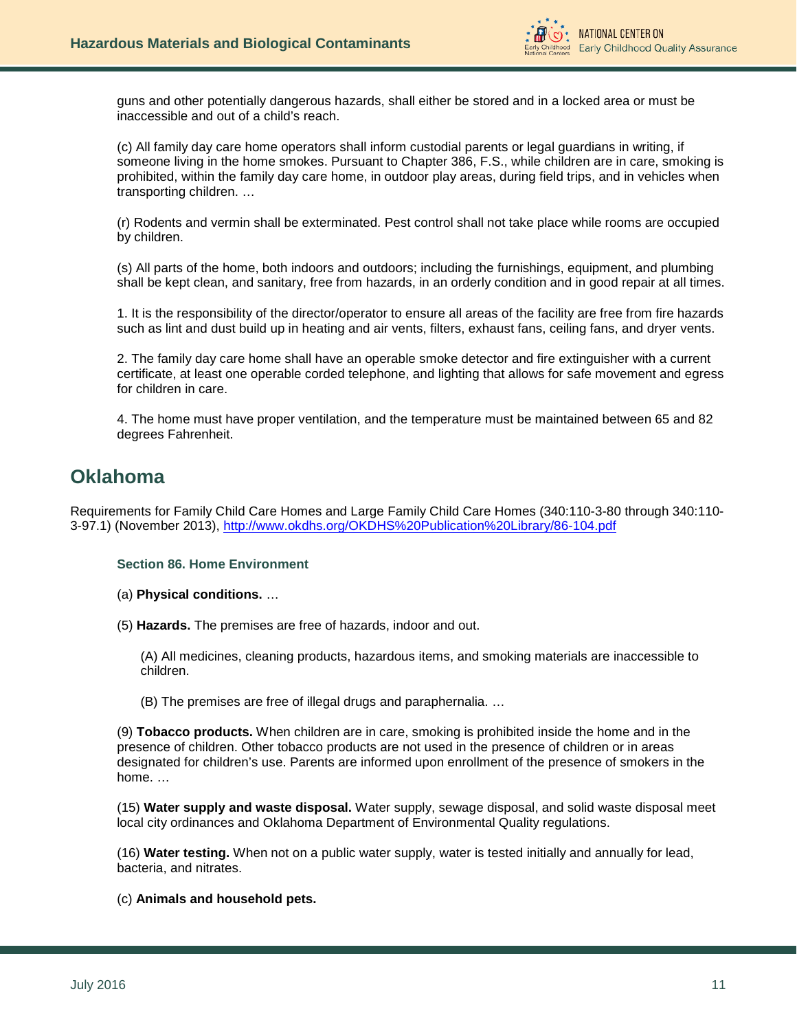guns and other potentially dangerous hazards, shall either be stored and in a locked area or must be inaccessible and out of a child's reach.

(c) All family day care home operators shall inform custodial parents or legal guardians in writing, if someone living in the home smokes. Pursuant to Chapter 386, F.S., while children are in care, smoking is prohibited, within the family day care home, in outdoor play areas, during field trips, and in vehicles when transporting children. …

(r) Rodents and vermin shall be exterminated. Pest control shall not take place while rooms are occupied by children.

(s) All parts of the home, both indoors and outdoors; including the furnishings, equipment, and plumbing shall be kept clean, and sanitary, free from hazards, in an orderly condition and in good repair at all times.

1. It is the responsibility of the director/operator to ensure all areas of the facility are free from fire hazards such as lint and dust build up in heating and air vents, filters, exhaust fans, ceiling fans, and dryer vents.

2. The family day care home shall have an operable smoke detector and fire extinguisher with a current certificate, at least one operable corded telephone, and lighting that allows for safe movement and egress for children in care.

4. The home must have proper ventilation, and the temperature must be maintained between 65 and 82 degrees Fahrenheit.

## Oklahoma

Requirements for Family Child Care Homes and Large Family Child Care Homes (340:110-3-80 through 340:110-3-97.1) (November 2013), [http://www.okdhs.org/OKDHS%20Publication%20Library/86-104.pdf](http://www.okdhs.org/OKDHS%20Publication%20Library/86-104.pdf)

### Section 86. Home Environment

(a) **Physical conditions.** …

(5) **Hazards.** The premises are free of hazards, indoor and out.

(A) All medicines, cleaning products, hazardous items, and smoking materials are inaccessible to children.

(B) The premises are free of illegal drugs and paraphernalia. …

(9) **Tobacco products.** When children are in care, smoking is prohibited inside the home and in the presence of children. Other tobacco products are not used in the presence of children or in areas designated for children's use. Parents are informed upon enrollment of the presence of smokers in the home. …

(15) **Water supply and waste disposal.** Water supply, sewage disposal, and solid waste disposal meet local city ordinances and Oklahoma Department of Environmental Quality regulations.

(16) **Water testing.** When not on a public water supply, water is tested initially and annually for lead, bacteria, and nitrates.

(c) **Animals and household pets.**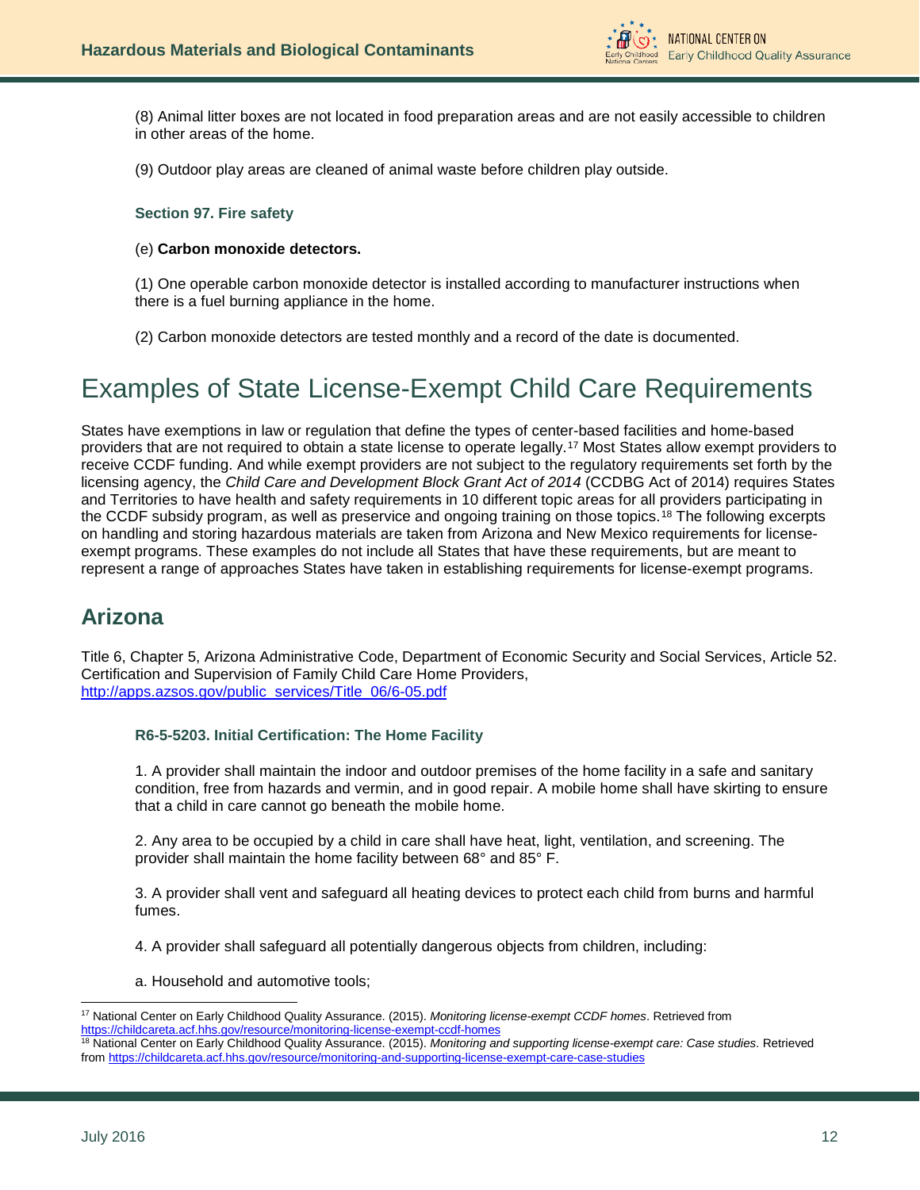(8) Animal litter boxes are not located in food preparation areas and are not easily accessible to children in other areas of the home.

(9) Outdoor play areas are cleaned of animal waste before children play outside.

#### Section 97. Fire safety

(e) **Carbon monoxide detectors.**

(1) One operable carbon monoxide detector is installed according to manufacturer instructions when there is a fuel burning appliance in the home.

(2) Carbon monoxide detectors are tested monthly and a record of the date is documented.

# Examples of State License-Exempt Child Care Requirements

States have exemptions in law or regulation that define the types of center-based facilities and home-based providers that are not required to obtain a state license to operate legally.[17] Most States allow exempt providers to receive CCDF funding. And while exempt providers are not subject to the regulatory requirements set forth by the licensing agency, the *Child Care and Development Block Grant Act of 2014* (CCDBG Act of 2014) requires States and Territories to have health and safety requirements in 10 different topic areas for all providers participating in the CCDF subsidy program, as well as preservice and ongoing training on those topics.[18] The following excerpts on handling and storing hazardous materials are taken from Arizona and New Mexico requirements for license-exempt programs. These examples do not include all States that have these requirements, but are meant to represent a range of approaches States have taken in establishing requirements for license-exempt programs.

## Arizona

Title 6, Chapter 5, Arizona Administrative Code, Department of Economic Security and Social Services, Article 52. Certification and Supervision of Family Child Care Home Providers, http://apps.azsos.gov/public_services/Title_06/6-05.pdf

#### R6-5-5203. Initial Certification: The Home Facility

1. A provider shall maintain the indoor and outdoor premises of the home facility in a safe and sanitary condition, free from hazards and vermin, and in good repair. A mobile home shall have skirting to ensure that a child in care cannot go beneath the mobile home.

2. Any area to be occupied by a child in care shall have heat, light, ventilation, and screening. The provider shall maintain the home facility between 68° and 85° F.

3. A provider shall vent and safeguard all heating devices to protect each child from burns and harmful fumes.

4. A provider shall safeguard all potentially dangerous objects from children, including:

a. Household and automotive tools;

---

[17] National Center on Early Childhood Quality Assurance. (2015). *Monitoring license-exempt CCDF homes*. Retrieved from https://childcareta.acf.hhs.gov/resource/monitoring-license-exempt-ccdf-homes

[18] National Center on Early Childhood Quality Assurance. (2015). *Monitoring and supporting license-exempt care: Case studies*. Retrieved from https://childcareta.acf.hhs.gov/resource/monitoring-and-supporting-license-exempt-care-case-studies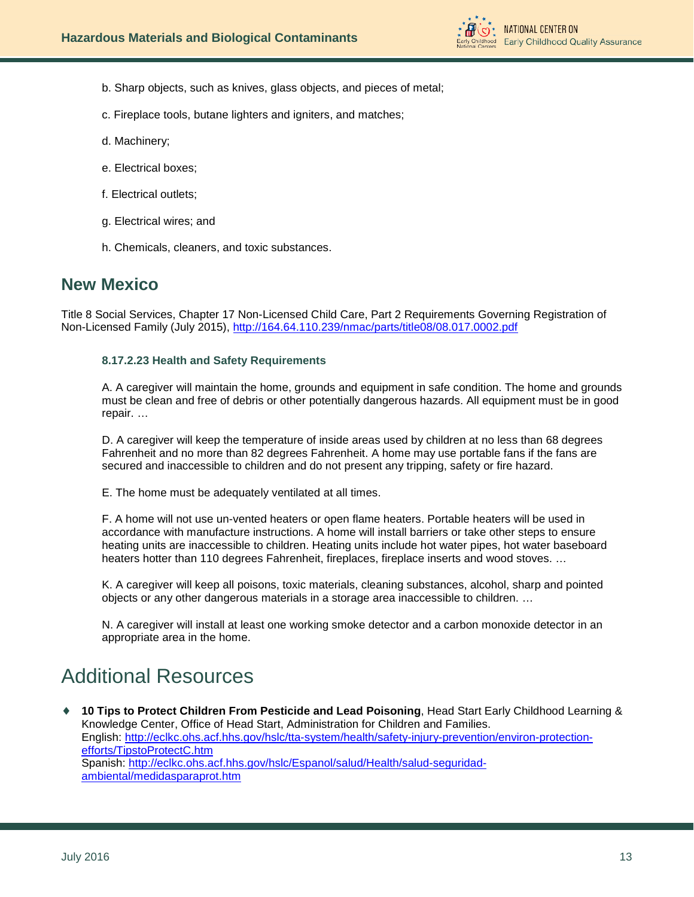b. Sharp objects, such as knives, glass objects, and pieces of metal;

c. Fireplace tools, butane lighters and igniters, and matches;

d. Machinery;

e. Electrical boxes;

f. Electrical outlets;

g. Electrical wires; and

h. Chemicals, cleaners, and toxic substances.

## New Mexico

Title 8 Social Services, Chapter 17 Non-Licensed Child Care, Part 2 Requirements Governing Registration of Non-Licensed Family (July 2015), http://164.64.110.239/nmac/parts/title08/08.017.0002.pdf

### 8.17.2.23 Health and Safety Requirements

A. A caregiver will maintain the home, grounds and equipment in safe condition. The home and grounds must be clean and free of debris or other potentially dangerous hazards. All equipment must be in good repair. …

D. A caregiver will keep the temperature of inside areas used by children at no less than 68 degrees Fahrenheit and no more than 82 degrees Fahrenheit. A home may use portable fans if the fans are secured and inaccessible to children and do not present any tripping, safety or fire hazard.

E. The home must be adequately ventilated at all times.

F. A home will not use un-vented heaters or open flame heaters. Portable heaters will be used in accordance with manufacture instructions. A home will install barriers or take other steps to ensure heating units are inaccessible to children. Heating units include hot water pipes, hot water baseboard heaters hotter than 110 degrees Fahrenheit, fireplaces, fireplace inserts and wood stoves. …

K. A caregiver will keep all poisons, toxic materials, cleaning substances, alcohol, sharp and pointed objects or any other dangerous materials in a storage area inaccessible to children. …

N. A caregiver will install at least one working smoke detector and a carbon monoxide detector in an appropriate area in the home.

# Additional Resources

- **10 Tips to Protect Children From Pesticide and Lead Poisoning**, Head Start Early Childhood Learning & Knowledge Center, Office of Head Start, Administration for Children and Families.
  English: http://eclkc.ohs.acf.hhs.gov/hslc/tta-system/health/safety-injury-prevention/environ-protection-efforts/TipstoProtectC.htm
  Spanish: http://eclkc.ohs.acf.hhs.gov/hslc/Espanol/salud/Health/salud-seguridad-ambiental/medidasparaprot.htm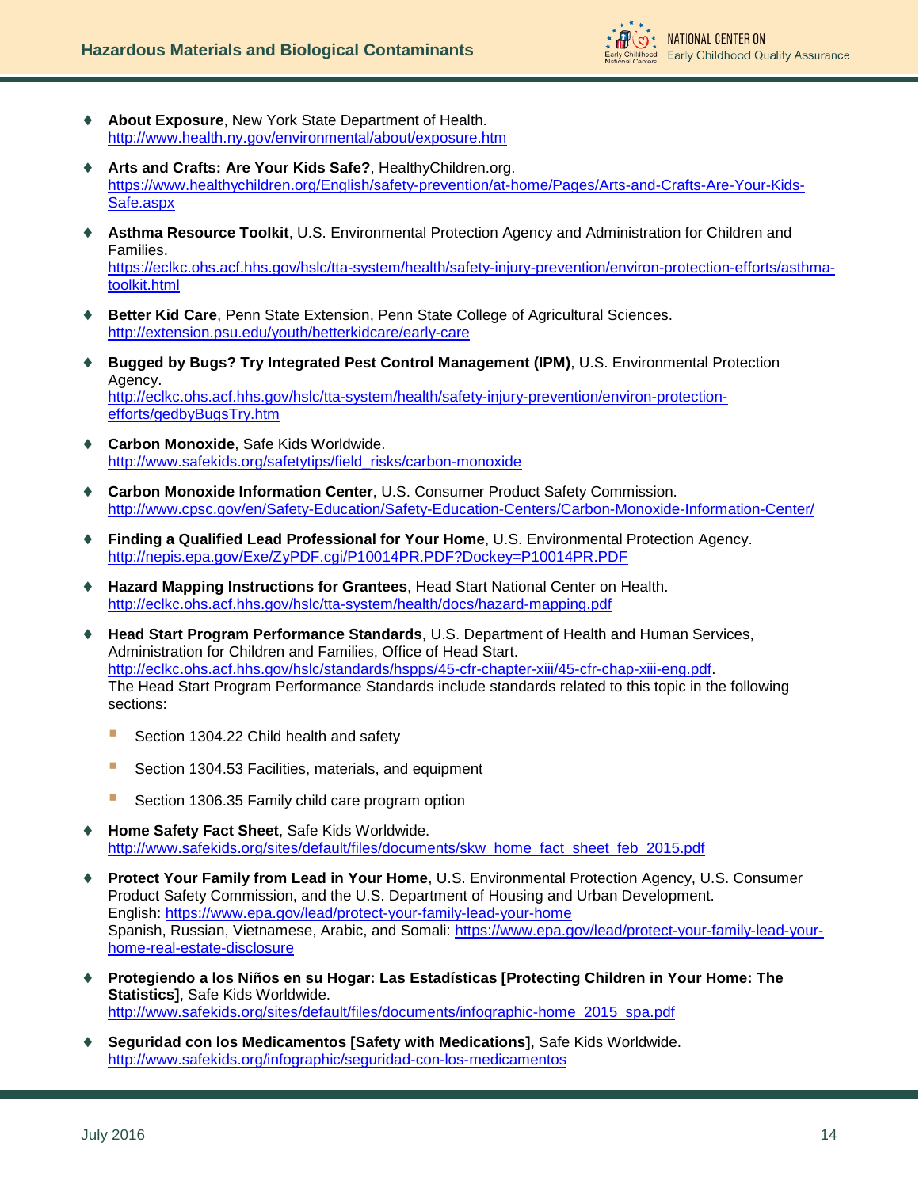- **About Exposure**, New York State Department of Health. http://www.health.ny.gov/environmental/about/exposure.htm

- **Arts and Crafts: Are Your Kids Safe?**, HealthyChildren.org. https://www.healthychildren.org/English/safety-prevention/at-home/Pages/Arts-and-Crafts-Are-Your-Kids-Safe.aspx

- **Asthma Resource Toolkit**, U.S. Environmental Protection Agency and Administration for Children and Families. https://eclkc.ohs.acf.hhs.gov/hslc/tta-system/health/safety-injury-prevention/environ-protection-efforts/asthma-toolkit.html

- **Better Kid Care**, Penn State Extension, Penn State College of Agricultural Sciences. http://extension.psu.edu/youth/betterkidcare/early-care

- **Bugged by Bugs? Try Integrated Pest Control Management (IPM)**, U.S. Environmental Protection Agency. http://eclkc.ohs.acf.hhs.gov/hslc/tta-system/health/safety-injury-prevention/environ-protection-efforts/gedbyBugsTry.htm

- **Carbon Monoxide**, Safe Kids Worldwide. http://www.safekids.org/safetytips/field_risks/carbon-monoxide

- **Carbon Monoxide Information Center**, U.S. Consumer Product Safety Commission. http://www.cpsc.gov/en/Safety-Education/Safety-Education-Centers/Carbon-Monoxide-Information-Center/

- **Finding a Qualified Lead Professional for Your Home**, U.S. Environmental Protection Agency. http://nepis.epa.gov/Exe/ZyPDF.cgi/P10014PR.PDF?Dockey=P10014PR.PDF

- **Hazard Mapping Instructions for Grantees**, Head Start National Center on Health. http://eclkc.ohs.acf.hhs.gov/hslc/tta-system/health/docs/hazard-mapping.pdf

- **Head Start Program Performance Standards**, U.S. Department of Health and Human Services, Administration for Children and Families, Office of Head Start. http://eclkc.ohs.acf.hhs.gov/hslc/standards/hspps/45-cfr-chapter-xiii/45-cfr-chap-xiii-eng.pdf.
  The Head Start Program Performance Standards include standards related to this topic in the following sections:
  - Section 1304.22 Child health and safety
  - Section 1304.53 Facilities, materials, and equipment
  - Section 1306.35 Family child care program option

- **Home Safety Fact Sheet**, Safe Kids Worldwide. http://www.safekids.org/sites/default/files/documents/skw_home_fact_sheet_feb_2015.pdf

- **Protect Your Family from Lead in Your Home**, U.S. Environmental Protection Agency, U.S. Consumer Product Safety Commission, and the U.S. Department of Housing and Urban Development.
  English: https://www.epa.gov/lead/protect-your-family-lead-your-home
  Spanish, Russian, Vietnamese, Arabic, and Somali: https://www.epa.gov/lead/protect-your-family-lead-your-home-real-estate-disclosure

- **Protegiendo a los Niños en su Hogar: Las Estadísticas [Protecting Children in Your Home: The Statistics]**, Safe Kids Worldwide. http://www.safekids.org/sites/default/files/documents/infographic-home_2015_spa.pdf

- **Seguridad con los Medicamentos [Safety with Medications]**, Safe Kids Worldwide. http://www.safekids.org/infographic/seguridad-con-los-medicamentos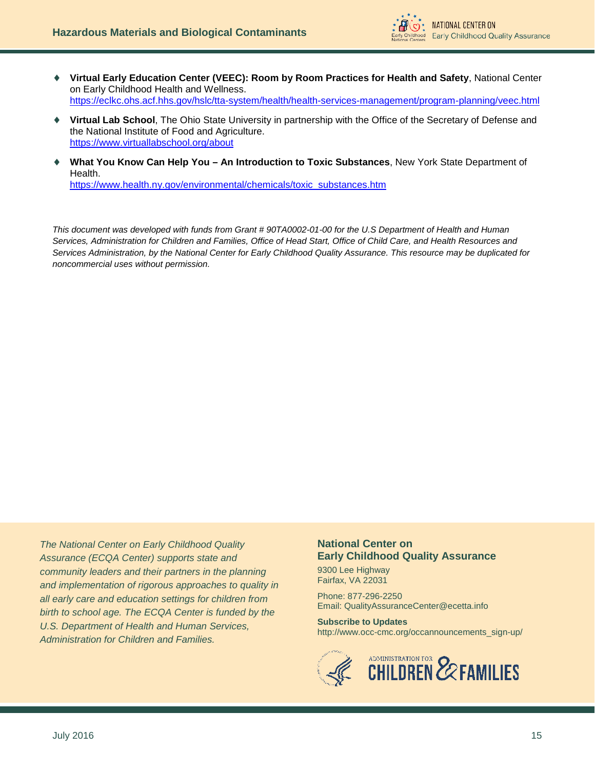- **Virtual Early Education Center (VEEC): Room by Room Practices for Health and Safety**, National Center on Early Childhood Health and Wellness.
  https://eclkc.ohs.acf.hhs.gov/hslc/tta-system/health/health-services-management/program-planning/veec.html
- **Virtual Lab School**, The Ohio State University in partnership with the Office of the Secretary of Defense and the National Institute of Food and Agriculture.
  https://www.virtuallabschool.org/about
- **What You Know Can Help You – An Introduction to Toxic Substances**, New York State Department of Health.
  https://www.health.ny.gov/environmental/chemicals/toxic_substances.htm

*This document was developed with funds from Grant # 90TA0002-01-00 for the U.S Department of Health and Human Services, Administration for Children and Families, Office of Head Start, Office of Child Care, and Health Resources and Services Administration, by the National Center for Early Childhood Quality Assurance. This resource may be duplicated for noncommercial uses without permission.*

*The National Center on Early Childhood Quality Assurance (ECQA Center) supports state and community leaders and their partners in the planning and implementation of rigorous approaches to quality in all early care and education settings for children from birth to school age. The ECQA Center is funded by the U.S. Department of Health and Human Services, Administration for Children and Families.*

**National Center on Early Childhood Quality Assurance**

9300 Lee Highway
Fairfax, VA 22031

Phone: 877-296-2250
Email: QualityAssuranceCenter@ecetta.info

**Subscribe to Updates**
http://www.occ-cmc.org/occannouncements_sign-up/